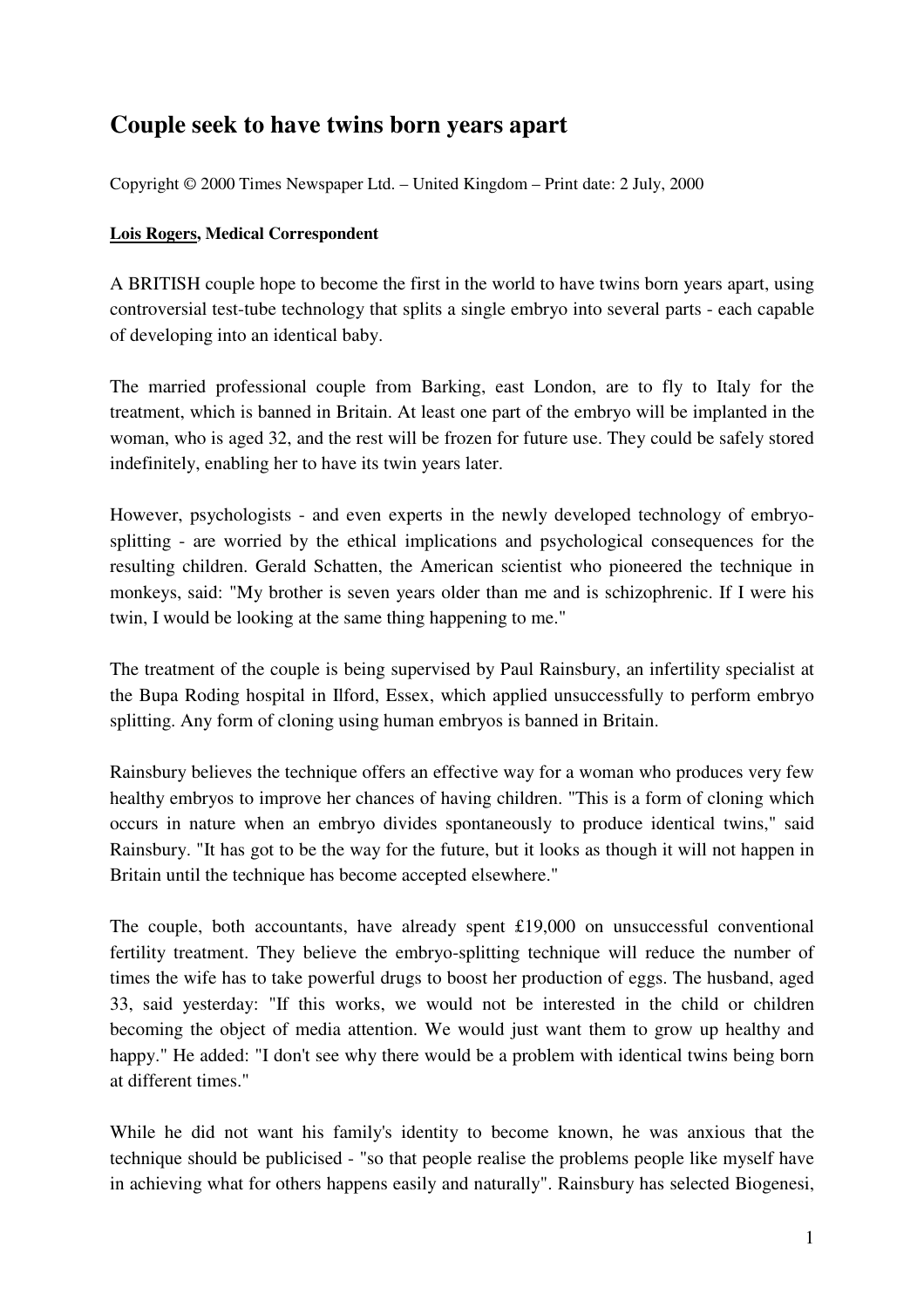# Couple seek to have twins born years apart

Copyright © 2000 Times Newspaper Ltd. – United Kingdom – Print date: 2 July, 2000

**Lois Rogers, Medical Correspondent**

A BRITISH couple hope to become the first in the world to have twins born years apart, using controversial test-tube technology that splits a single embryo into several parts - each capable of developing into an identical baby.

The married professional couple from Barking, east London, are to fly to Italy for the treatment, which is banned in Britain. At least one part of the embryo will be implanted in the woman, who is aged 32, and the rest will be frozen for future use. They could be safely stored indefinitely, enabling her to have its twin years later.

However, psychologists - and even experts in the newly developed technology of embryo-splitting - are worried by the ethical implications and psychological consequences for the resulting children. Gerald Schatten, the American scientist who pioneered the technique in monkeys, said: "My brother is seven years older than me and is schizophrenic. If I were his twin, I would be looking at the same thing happening to me."

The treatment of the couple is being supervised by Paul Rainsbury, an infertility specialist at the Bupa Roding hospital in Ilford, Essex, which applied unsuccessfully to perform embryo splitting. Any form of cloning using human embryos is banned in Britain.

Rainsbury believes the technique offers an effective way for a woman who produces very few healthy embryos to improve her chances of having children. "This is a form of cloning which occurs in nature when an embryo divides spontaneously to produce identical twins," said Rainsbury. "It has got to be the way for the future, but it looks as though it will not happen in Britain until the technique has become accepted elsewhere."

The couple, both accountants, have already spent £19,000 on unsuccessful conventional fertility treatment. They believe the embryo-splitting technique will reduce the number of times the wife has to take powerful drugs to boost her production of eggs. The husband, aged 33, said yesterday: "If this works, we would not be interested in the child or children becoming the object of media attention. We would just want them to grow up healthy and happy." He added: "I don't see why there would be a problem with identical twins being born at different times."

While he did not want his family's identity to become known, he was anxious that the technique should be publicised - "so that people realise the problems people like myself have in achieving what for others happens easily and naturally". Rainsbury has selected Biogenesi,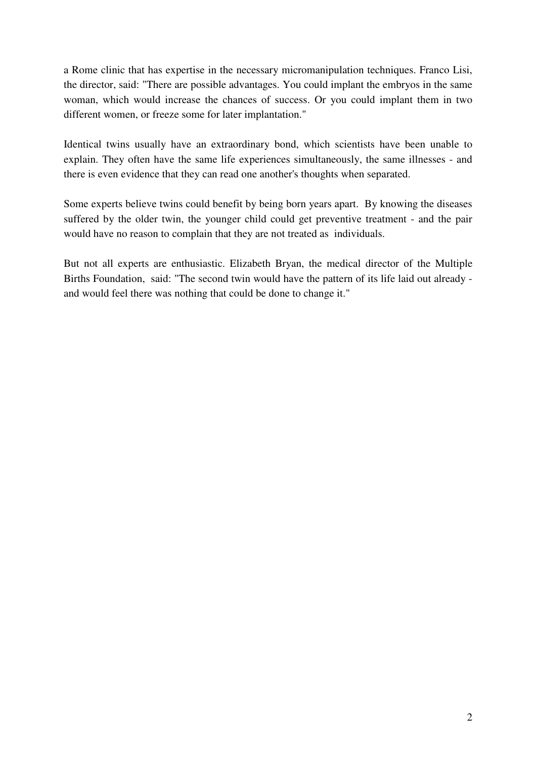a Rome clinic that has expertise in the necessary micromanipulation techniques. Franco Lisi, the director, said: "There are possible advantages. You could implant the embryos in the same woman, which would increase the chances of success. Or you could implant them in two different women, or freeze some for later implantation."

Identical twins usually have an extraordinary bond, which scientists have been unable to explain. They often have the same life experiences simultaneously, the same illnesses - and there is even evidence that they can read one another's thoughts when separated.

Some experts believe twins could benefit by being born years apart. By knowing the diseases suffered by the older twin, the younger child could get preventive treatment - and the pair would have no reason to complain that they are not treated as individuals.

But not all experts are enthusiastic. Elizabeth Bryan, the medical director of the Multiple Births Foundation, said: "The second twin would have the pattern of its life laid out already - and would feel there was nothing that could be done to change it."